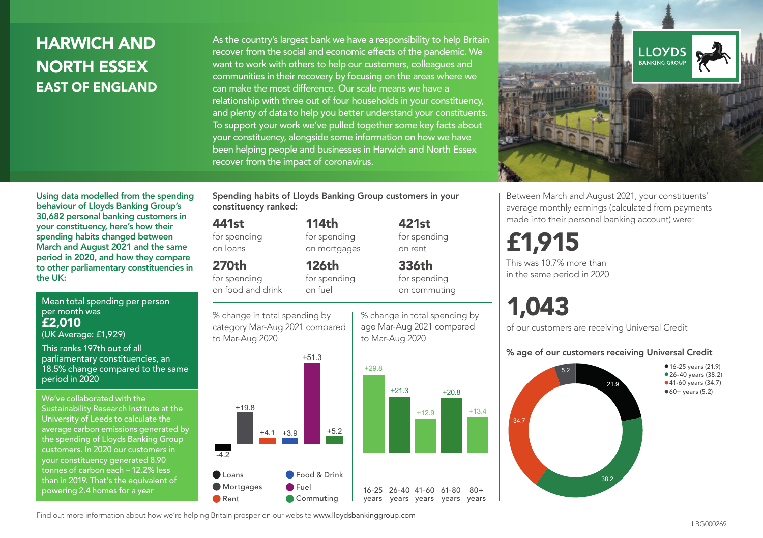# HARWICH AND NORTH ESSEX
## EAST OF ENGLAND

As the country's largest bank we have a responsibility to help Britain recover from the social and economic effects of the pandemic. We want to work with others to help our customers, colleagues and communities in their recovery by focusing on the areas where we can make the most difference. Our scale means we have a relationship with three out of four households in your constituency, and plenty of data to help you better understand your constituents. To support your work we've pulled together some key facts about your constituency, alongside some information on how we have been helping people and businesses in Harwich and North Essex recover from the impact of coronavirus.

**Using data modelled from the spending behaviour of Lloyds Banking Group's 30,682 personal banking customers in your constituency, here's how their spending habits changed between March and August 2021 and the same period in 2020, and how they compare to other parliamentary constituencies in the UK:**

Mean total spending per person per month was
**£2,010**
(UK Average: £1,929)

This ranks 197th out of all parliamentary constituencies, an 18.5% change compared to the same period in 2020

We've collaborated with the Sustainability Research Institute at the University of Leeds to calculate the average carbon emissions generated by the spending of Lloyds Banking Group customers. In 2020 our customers in your constituency generated 8.90 tonnes of carbon each – 12.2% less than in 2019. That's the equivalent of powering 2.4 homes for a year

**Spending habits of Lloyds Banking Group customers in your constituency ranked:**

- **441st** for spending on loans
- **114th** for spending on mortgages
- **421st** for spending on rent
- **270th** for spending on food and drink
- **126th** for spending on fuel
- **336th** for spending on commuting

% change in total spending by category Mar-Aug 2021 compared to Mar-Aug 2020

| Category | % change |
|---|---|
| Loans | -4.2 |
| Mortgages | +19.8 |
| Rent | +4.1 |
| Food & Drink | +3.9 |
| Fuel | +51.3 |
| Commuting | +5.2 |

% change in total spending by age Mar-Aug 2021 compared to Mar-Aug 2020

| Age | % change |
|---|---|
| 16-25 years | +29.8 |
| 26-40 years | +21.3 |
| 41-60 years | +12.9 |
| 61-80 years | +20.8 |
| 80+ years | +13.4 |

Between March and August 2021, your constituents' average monthly earnings (calculated from payments made into their personal banking account) were:

**£1,915**

This was 10.7% more than in the same period in 2020

**1,043**

of our customers are receiving Universal Credit

**% age of our customers receiving Universal Credit**

- 16-25 years (21.9)
- 26-40 years (38.2)
- 41-60 years (34.7)
- 60+ years (5.2)

Find out more information about how we're helping Britain prosper on our website www.lloydsbankinggroup.com

LBG000269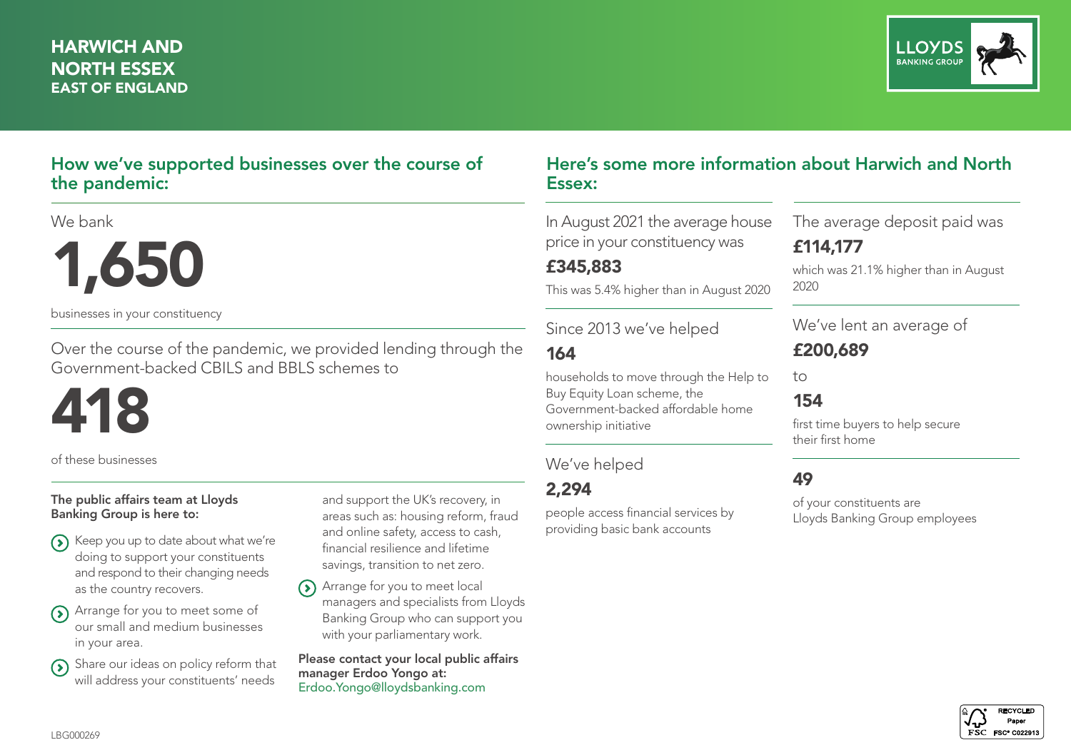# HARWICH AND NORTH ESSEX
## EAST OF ENGLAND

LLOYDS BANKING GROUP

## How we've supported businesses over the course of the pandemic:

We bank

**1,650**

businesses in your constituency

Over the course of the pandemic, we provided lending through the Government-backed CBILS and BBLS schemes to

**418**

of these businesses

**The public affairs team at Lloyds Banking Group is here to:**

- Keep you up to date about what we're doing to support your constituents and respond to their changing needs as the country recovers.
- Arrange for you to meet some of our small and medium businesses in your area.
- Share our ideas on policy reform that will address your constituents' needs and support the UK's recovery, in areas such as: housing reform, fraud and online safety, access to cash, financial resilience and lifetime savings, transition to net zero.
- Arrange for you to meet local managers and specialists from Lloyds Banking Group who can support you with your parliamentary work.

**Please contact your local public affairs manager Erdoo Yongo at:**
Erdoo.Yongo@lloydsbanking.com

## Here's some more information about Harwich and North Essex:

In August 2021 the average house price in your constituency was

**£345,883**

This was 5.4% higher than in August 2020

The average deposit paid was

**£114,177**

which was 21.1% higher than in August 2020

Since 2013 we've helped

**164**

households to move through the Help to Buy Equity Loan scheme, the Government-backed affordable home ownership initiative

We've lent an average of

**£200,689**

to

**154**

first time buyers to help secure their first home

We've helped

**2,294**

people access financial services by providing basic bank accounts

**49**

of your constituents are Lloyds Banking Group employees

LBG000269

RECYCLED Paper FSC® C022913